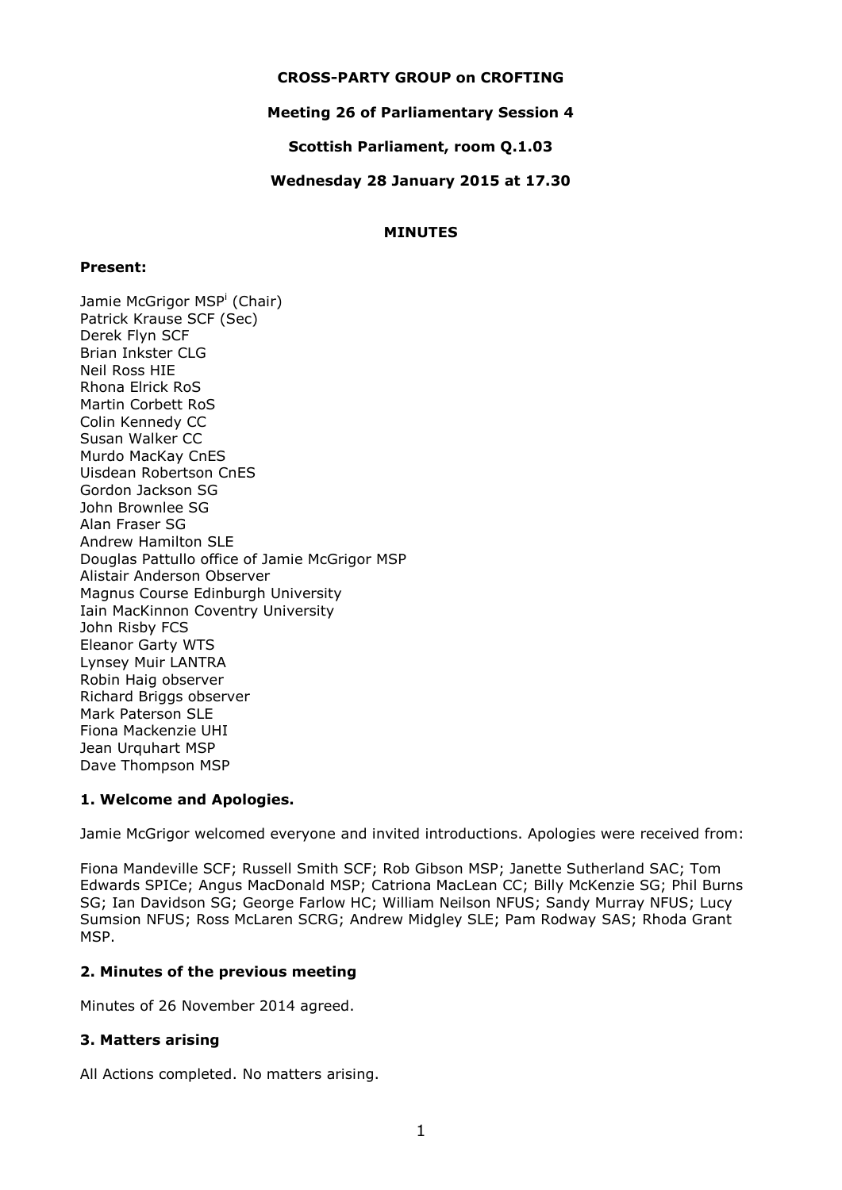**CROSS-PARTY GROUP on CROFTING**

**Meeting 26 of Parliamentary Session 4**

**Scottish Parliament, room Q.1.03**

**Wednesday 28 January 2015 at 17.30**

**MINUTES**

**Present:**

Jamie McGrigor MSP[i] (Chair)
Patrick Krause SCF (Sec)
Derek Flyn SCF
Brian Inkster CLG
Neil Ross HIE
Rhona Elrick RoS
Martin Corbett RoS
Colin Kennedy CC
Susan Walker CC
Murdo MacKay CnES
Uisdean Robertson CnES
Gordon Jackson SG
John Brownlee SG
Alan Fraser SG
Andrew Hamilton SLE
Douglas Pattullo office of Jamie McGrigor MSP
Alistair Anderson Observer
Magnus Course Edinburgh University
Iain MacKinnon Coventry University
John Risby FCS
Eleanor Garty WTS
Lynsey Muir LANTRA
Robin Haig observer
Richard Briggs observer
Mark Paterson SLE
Fiona Mackenzie UHI
Jean Urquhart MSP
Dave Thompson MSP

## 1. Welcome and Apologies.

Jamie McGrigor welcomed everyone and invited introductions. Apologies were received from:

Fiona Mandeville SCF; Russell Smith SCF; Rob Gibson MSP; Janette Sutherland SAC; Tom Edwards SPICe; Angus MacDonald MSP; Catriona MacLean CC; Billy McKenzie SG; Phil Burns SG; Ian Davidson SG; George Farlow HC; William Neilson NFUS; Sandy Murray NFUS; Lucy Sumsion NFUS; Ross McLaren SCRG; Andrew Midgley SLE; Pam Rodway SAS; Rhoda Grant MSP.

## 2. Minutes of the previous meeting

Minutes of 26 November 2014 agreed.

## 3. Matters arising

All Actions completed. No matters arising.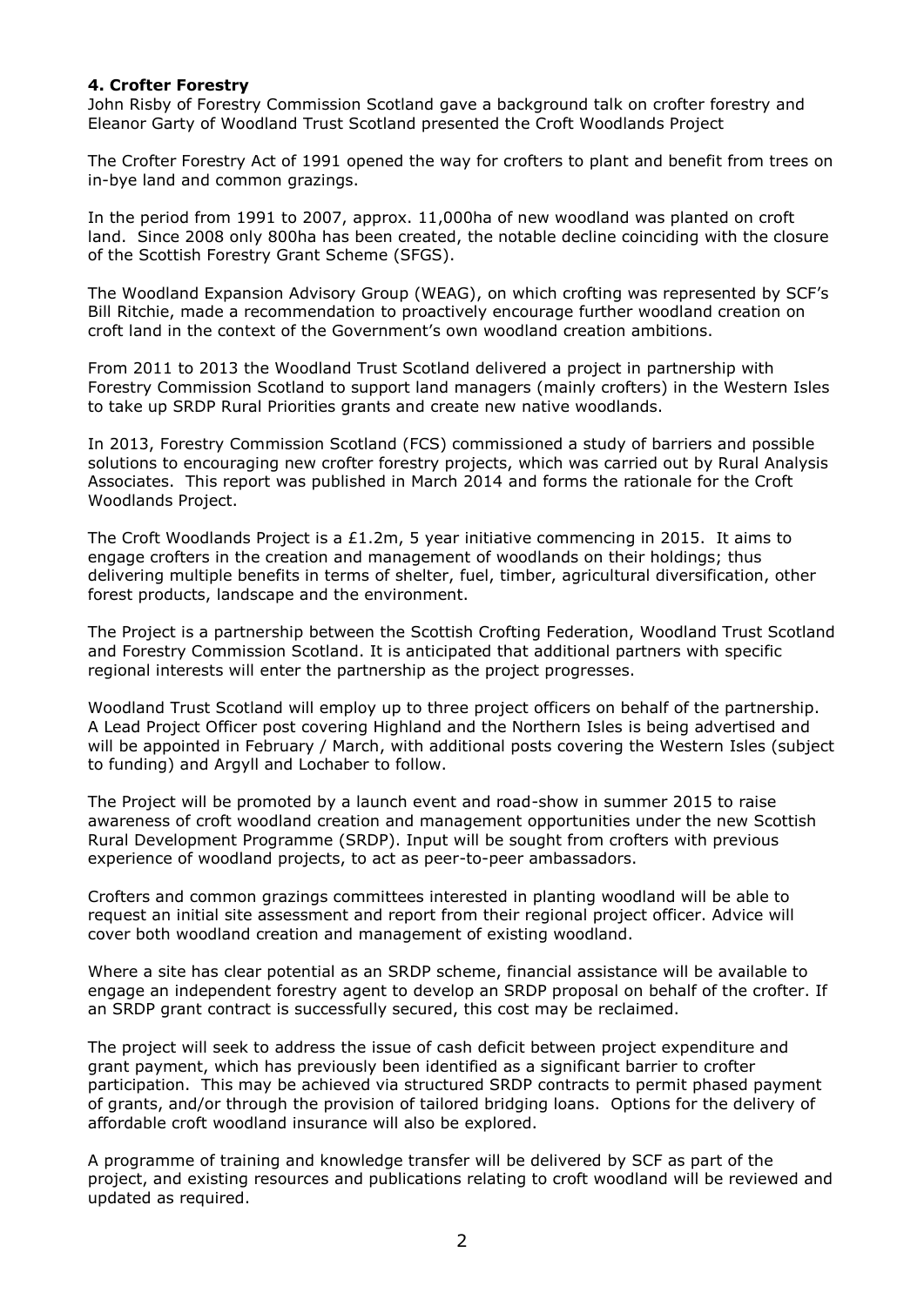**4. Crofter Forestry**

John Risby of Forestry Commission Scotland gave a background talk on crofter forestry and Eleanor Garty of Woodland Trust Scotland presented the Croft Woodlands Project

The Crofter Forestry Act of 1991 opened the way for crofters to plant and benefit from trees on in-bye land and common grazings.

In the period from 1991 to 2007, approx. 11,000ha of new woodland was planted on croft land. Since 2008 only 800ha has been created, the notable decline coinciding with the closure of the Scottish Forestry Grant Scheme (SFGS).

The Woodland Expansion Advisory Group (WEAG), on which crofting was represented by SCF's Bill Ritchie, made a recommendation to proactively encourage further woodland creation on croft land in the context of the Government's own woodland creation ambitions.

From 2011 to 2013 the Woodland Trust Scotland delivered a project in partnership with Forestry Commission Scotland to support land managers (mainly crofters) in the Western Isles to take up SRDP Rural Priorities grants and create new native woodlands.

In 2013, Forestry Commission Scotland (FCS) commissioned a study of barriers and possible solutions to encouraging new crofter forestry projects, which was carried out by Rural Analysis Associates. This report was published in March 2014 and forms the rationale for the Croft Woodlands Project.

The Croft Woodlands Project is a £1.2m, 5 year initiative commencing in 2015. It aims to engage crofters in the creation and management of woodlands on their holdings; thus delivering multiple benefits in terms of shelter, fuel, timber, agricultural diversification, other forest products, landscape and the environment.

The Project is a partnership between the Scottish Crofting Federation, Woodland Trust Scotland and Forestry Commission Scotland. It is anticipated that additional partners with specific regional interests will enter the partnership as the project progresses.

Woodland Trust Scotland will employ up to three project officers on behalf of the partnership. A Lead Project Officer post covering Highland and the Northern Isles is being advertised and will be appointed in February / March, with additional posts covering the Western Isles (subject to funding) and Argyll and Lochaber to follow.

The Project will be promoted by a launch event and road-show in summer 2015 to raise awareness of croft woodland creation and management opportunities under the new Scottish Rural Development Programme (SRDP). Input will be sought from crofters with previous experience of woodland projects, to act as peer-to-peer ambassadors.

Crofters and common grazings committees interested in planting woodland will be able to request an initial site assessment and report from their regional project officer. Advice will cover both woodland creation and management of existing woodland.

Where a site has clear potential as an SRDP scheme, financial assistance will be available to engage an independent forestry agent to develop an SRDP proposal on behalf of the crofter. If an SRDP grant contract is successfully secured, this cost may be reclaimed.

The project will seek to address the issue of cash deficit between project expenditure and grant payment, which has previously been identified as a significant barrier to crofter participation. This may be achieved via structured SRDP contracts to permit phased payment of grants, and/or through the provision of tailored bridging loans. Options for the delivery of affordable croft woodland insurance will also be explored.

A programme of training and knowledge transfer will be delivered by SCF as part of the project, and existing resources and publications relating to croft woodland will be reviewed and updated as required.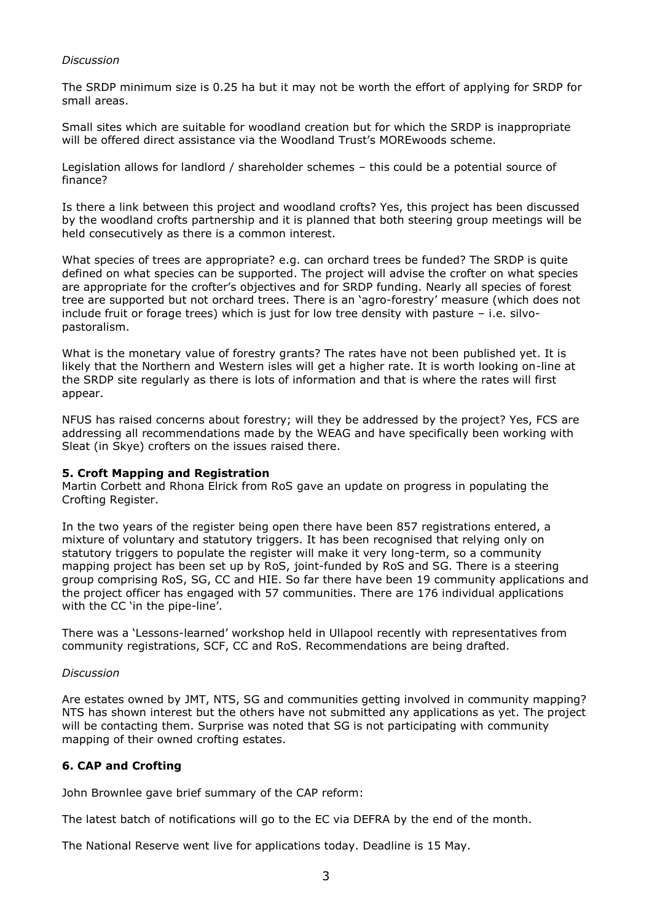*Discussion*

The SRDP minimum size is 0.25 ha but it may not be worth the effort of applying for SRDP for small areas.

Small sites which are suitable for woodland creation but for which the SRDP is inappropriate will be offered direct assistance via the Woodland Trust's MOREwoods scheme.

Legislation allows for landlord / shareholder schemes – this could be a potential source of finance?

Is there a link between this project and woodland crofts? Yes, this project has been discussed by the woodland crofts partnership and it is planned that both steering group meetings will be held consecutively as there is a common interest.

What species of trees are appropriate? e.g. can orchard trees be funded? The SRDP is quite defined on what species can be supported. The project will advise the crofter on what species are appropriate for the crofter's objectives and for SRDP funding. Nearly all species of forest tree are supported but not orchard trees. There is an 'agro-forestry' measure (which does not include fruit or forage trees) which is just for low tree density with pasture – i.e. silvo-pastoralism.

What is the monetary value of forestry grants? The rates have not been published yet. It is likely that the Northern and Western isles will get a higher rate. It is worth looking on-line at the SRDP site regularly as there is lots of information and that is where the rates will first appear.

NFUS has raised concerns about forestry; will they be addressed by the project? Yes, FCS are addressing all recommendations made by the WEAG and have specifically been working with Sleat (in Skye) crofters on the issues raised there.

**5. Croft Mapping and Registration**

Martin Corbett and Rhona Elrick from RoS gave an update on progress in populating the Crofting Register.

In the two years of the register being open there have been 857 registrations entered, a mixture of voluntary and statutory triggers. It has been recognised that relying only on statutory triggers to populate the register will make it very long-term, so a community mapping project has been set up by RoS, joint-funded by RoS and SG. There is a steering group comprising RoS, SG, CC and HIE. So far there have been 19 community applications and the project officer has engaged with 57 communities. There are 176 individual applications with the CC 'in the pipe-line'.

There was a 'Lessons-learned' workshop held in Ullapool recently with representatives from community registrations, SCF, CC and RoS. Recommendations are being drafted.

*Discussion*

Are estates owned by JMT, NTS, SG and communities getting involved in community mapping? NTS has shown interest but the others have not submitted any applications as yet. The project will be contacting them. Surprise was noted that SG is not participating with community mapping of their owned crofting estates.

**6. CAP and Crofting**

John Brownlee gave brief summary of the CAP reform:

The latest batch of notifications will go to the EC via DEFRA by the end of the month.

The National Reserve went live for applications today. Deadline is 15 May.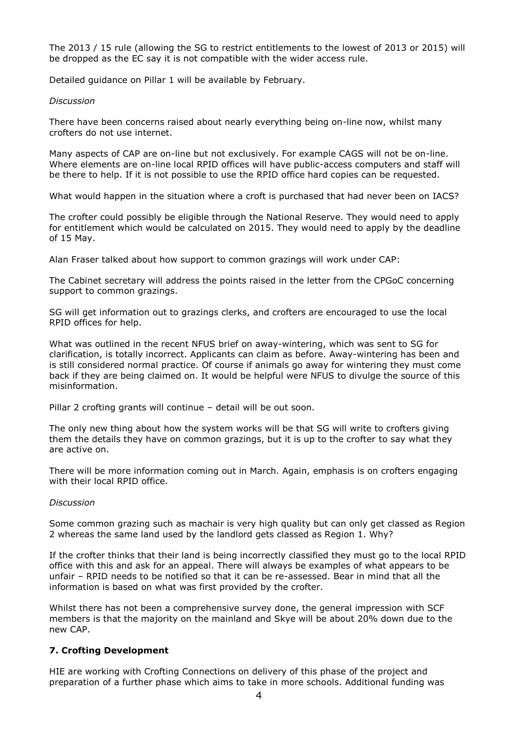The 2013 / 15 rule (allowing the SG to restrict entitlements to the lowest of 2013 or 2015) will be dropped as the EC say it is not compatible with the wider access rule.

Detailed guidance on Pillar 1 will be available by February.

*Discussion*

There have been concerns raised about nearly everything being on-line now, whilst many crofters do not use internet.

Many aspects of CAP are on-line but not exclusively. For example CAGS will not be on-line. Where elements are on-line local RPID offices will have public-access computers and staff will be there to help. If it is not possible to use the RPID office hard copies can be requested.

What would happen in the situation where a croft is purchased that had never been on IACS?

The crofter could possibly be eligible through the National Reserve. They would need to apply for entitlement which would be calculated on 2015. They would need to apply by the deadline of 15 May.

Alan Fraser talked about how support to common grazings will work under CAP:

The Cabinet secretary will address the points raised in the letter from the CPGoC concerning support to common grazings.

SG will get information out to grazings clerks, and crofters are encouraged to use the local RPID offices for help.

What was outlined in the recent NFUS brief on away-wintering, which was sent to SG for clarification, is totally incorrect. Applicants can claim as before. Away-wintering has been and is still considered normal practice. Of course if animals go away for wintering they must come back if they are being claimed on. It would be helpful were NFUS to divulge the source of this misinformation.

Pillar 2 crofting grants will continue – detail will be out soon.

The only new thing about how the system works will be that SG will write to crofters giving them the details they have on common grazings, but it is up to the crofter to say what they are active on.

There will be more information coming out in March. Again, emphasis is on crofters engaging with their local RPID office.

*Discussion*

Some common grazing such as machair is very high quality but can only get classed as Region 2 whereas the same land used by the landlord gets classed as Region 1. Why?

If the crofter thinks that their land is being incorrectly classified they must go to the local RPID office with this and ask for an appeal. There will always be examples of what appears to be unfair – RPID needs to be notified so that it can be re-assessed. Bear in mind that all the information is based on what was first provided by the crofter.

Whilst there has not been a comprehensive survey done, the general impression with SCF members is that the majority on the mainland and Skye will be about 20% down due to the new CAP.

## 7. Crofting Development

HIE are working with Crofting Connections on delivery of this phase of the project and preparation of a further phase which aims to take in more schools. Additional funding was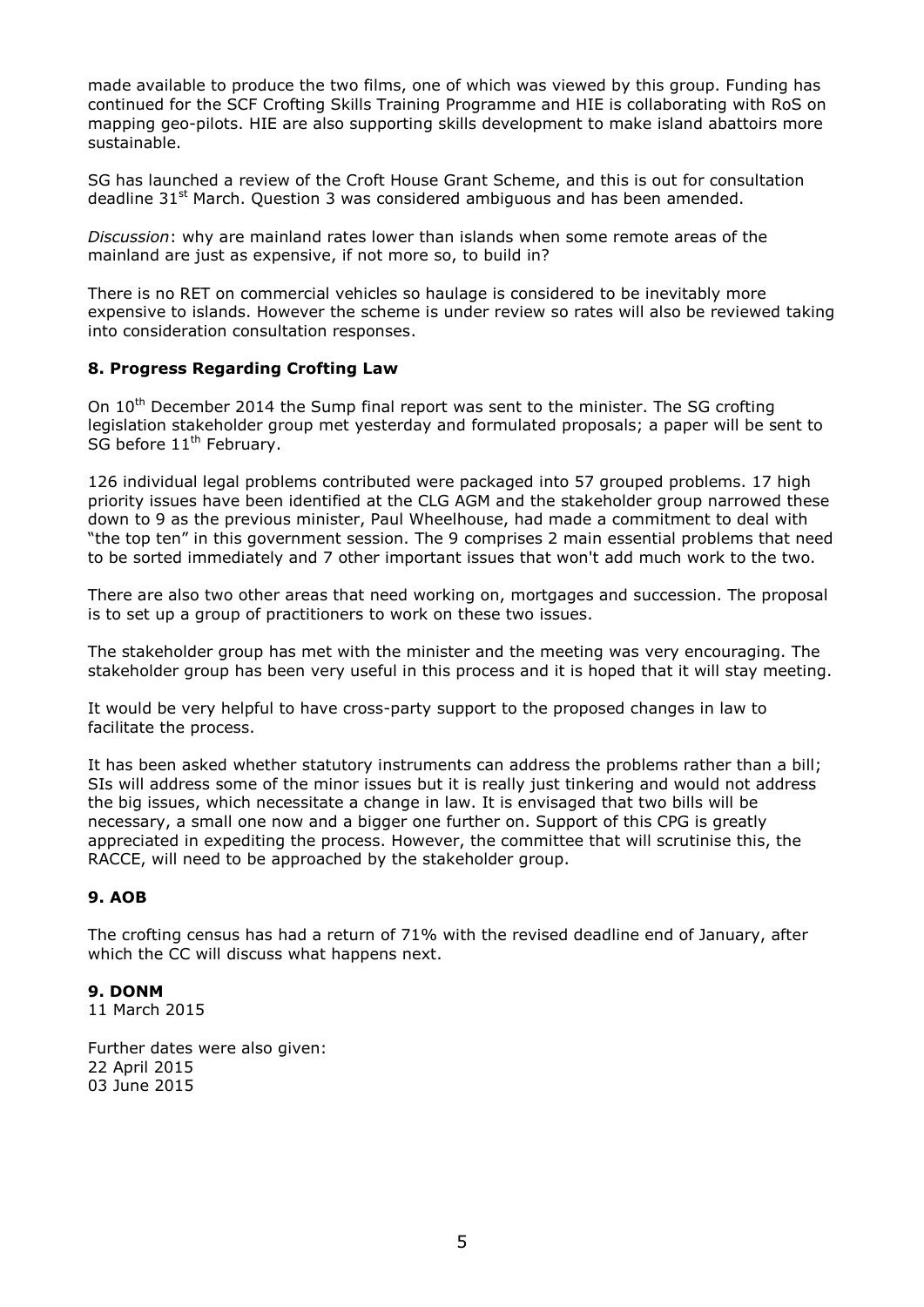made available to produce the two films, one of which was viewed by this group. Funding has continued for the SCF Crofting Skills Training Programme and HIE is collaborating with RoS on mapping geo-pilots. HIE are also supporting skills development to make island abattoirs more sustainable.

SG has launched a review of the Croft House Grant Scheme, and this is out for consultation deadline 31st March. Question 3 was considered ambiguous and has been amended.

*Discussion*: why are mainland rates lower than islands when some remote areas of the mainland are just as expensive, if not more so, to build in?

There is no RET on commercial vehicles so haulage is considered to be inevitably more expensive to islands. However the scheme is under review so rates will also be reviewed taking into consideration consultation responses.

### 8. Progress Regarding Crofting Law

On 10th December 2014 the Sump final report was sent to the minister. The SG crofting legislation stakeholder group met yesterday and formulated proposals; a paper will be sent to SG before 11th February.

126 individual legal problems contributed were packaged into 57 grouped problems. 17 high priority issues have been identified at the CLG AGM and the stakeholder group narrowed these down to 9 as the previous minister, Paul Wheelhouse, had made a commitment to deal with "the top ten" in this government session. The 9 comprises 2 main essential problems that need to be sorted immediately and 7 other important issues that won't add much work to the two.

There are also two other areas that need working on, mortgages and succession. The proposal is to set up a group of practitioners to work on these two issues.

The stakeholder group has met with the minister and the meeting was very encouraging. The stakeholder group has been very useful in this process and it is hoped that it will stay meeting.

It would be very helpful to have cross-party support to the proposed changes in law to facilitate the process.

It has been asked whether statutory instruments can address the problems rather than a bill; SIs will address some of the minor issues but it is really just tinkering and would not address the big issues, which necessitate a change in law. It is envisaged that two bills will be necessary, a small one now and a bigger one further on. Support of this CPG is greatly appreciated in expediting the process. However, the committee that will scrutinise this, the RACCE, will need to be approached by the stakeholder group.

### 9. AOB

The crofting census has had a return of 71% with the revised deadline end of January, after which the CC will discuss what happens next.

### 9. DONM

11 March 2015

Further dates were also given:
22 April 2015
03 June 2015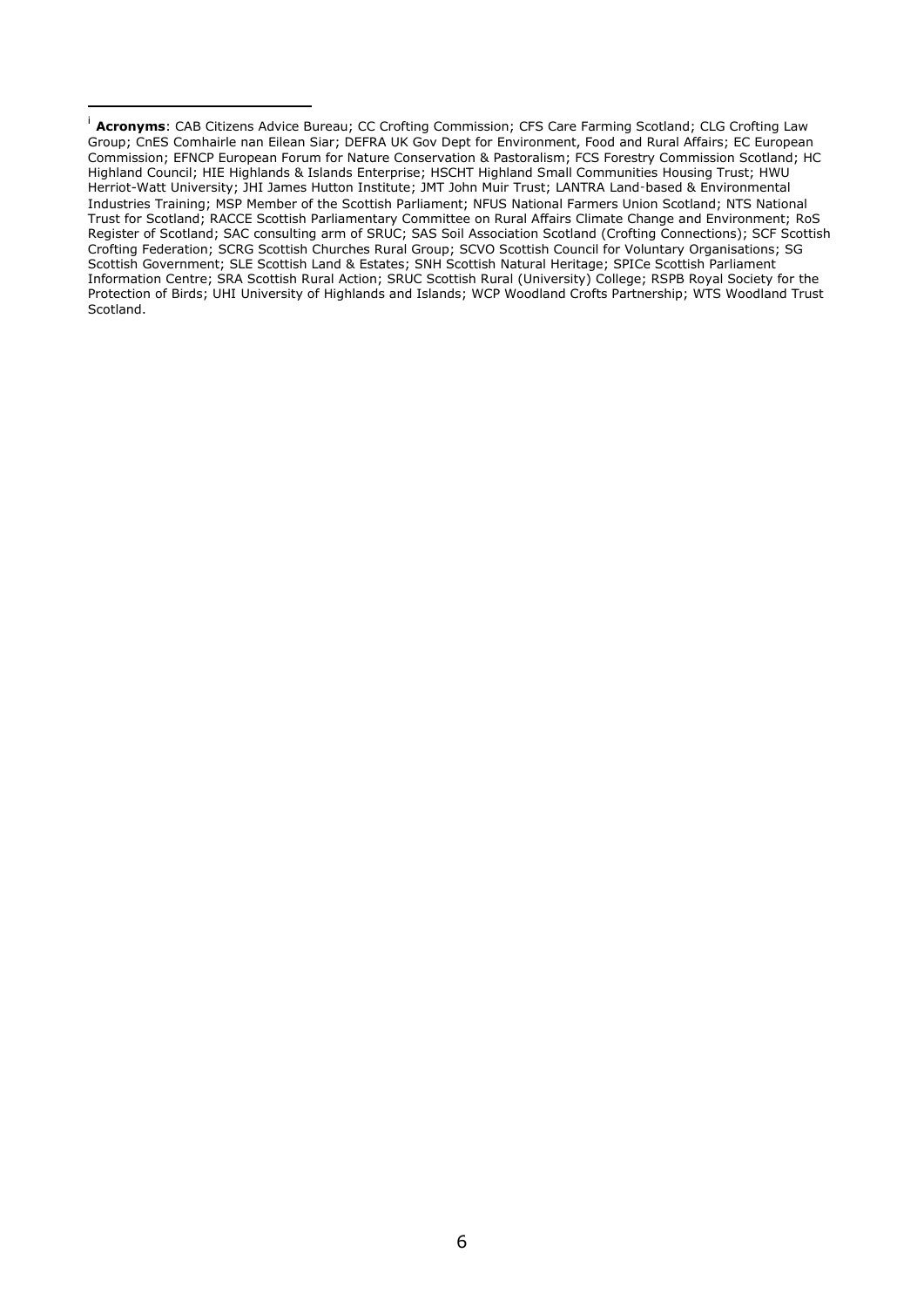[i] **Acronyms**: CAB Citizens Advice Bureau; CC Crofting Commission; CFS Care Farming Scotland; CLG Crofting Law Group; CnES Comhairle nan Eilean Siar; DEFRA UK Gov Dept for Environment, Food and Rural Affairs; EC European Commission; EFNCP European Forum for Nature Conservation & Pastoralism; FCS Forestry Commission Scotland; HC Highland Council; HIE Highlands & Islands Enterprise; HSCHT Highland Small Communities Housing Trust; HWU Herriot-Watt University; JHI James Hutton Institute; JMT John Muir Trust; LANTRA Land-based & Environmental Industries Training; MSP Member of the Scottish Parliament; NFUS National Farmers Union Scotland; NTS National Trust for Scotland; RACCE Scottish Parliamentary Committee on Rural Affairs Climate Change and Environment; RoS Register of Scotland; SAC consulting arm of SRUC; SAS Soil Association Scotland (Crofting Connections); SCF Scottish Crofting Federation; SCRG Scottish Churches Rural Group; SCVO Scottish Council for Voluntary Organisations; SG Scottish Government; SLE Scottish Land & Estates; SNH Scottish Natural Heritage; SPICe Scottish Parliament Information Centre; SRA Scottish Rural Action; SRUC Scottish Rural (University) College; RSPB Royal Society for the Protection of Birds; UHI University of Highlands and Islands; WCP Woodland Crofts Partnership; WTS Woodland Trust Scotland.